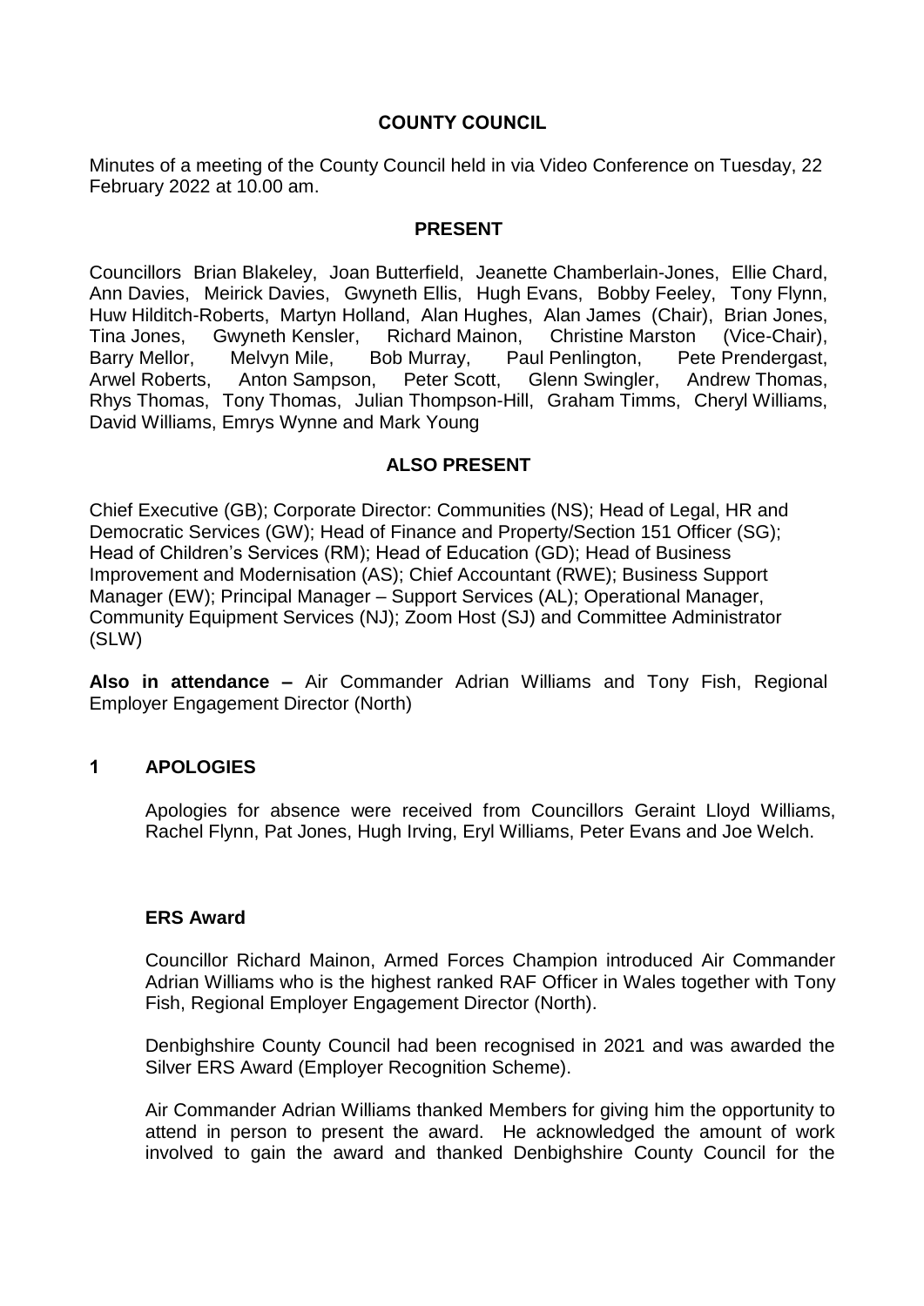# COUNTY COUNCIL

Minutes of a meeting of the County Council held in via Video Conference on Tuesday, 22 February 2022 at 10.00 am.

## PRESENT

Councillors Brian Blakeley, Joan Butterfield, Jeanette Chamberlain-Jones, Ellie Chard, Ann Davies, Meirick Davies, Gwyneth Ellis, Hugh Evans, Bobby Feeley, Tony Flynn, Huw Hilditch-Roberts, Martyn Holland, Alan Hughes, Alan James (Chair), Brian Jones, Tina Jones, Gwyneth Kensler, Richard Mainon, Christine Marston (Vice-Chair), Barry Mellor, Melvyn Mile, Bob Murray, Paul Penlington, Pete Prendergast, Arwel Roberts, Anton Sampson, Peter Scott, Glenn Swingler, Andrew Thomas, Rhys Thomas, Tony Thomas, Julian Thompson-Hill, Graham Timms, Cheryl Williams, David Williams, Emrys Wynne and Mark Young

## ALSO PRESENT

Chief Executive (GB); Corporate Director: Communities (NS); Head of Legal, HR and Democratic Services (GW); Head of Finance and Property/Section 151 Officer (SG); Head of Children's Services (RM); Head of Education (GD); Head of Business Improvement and Modernisation (AS); Chief Accountant (RWE); Business Support Manager (EW); Principal Manager – Support Services (AL); Operational Manager, Community Equipment Services (NJ); Zoom Host (SJ) and Committee Administrator (SLW)

**Also in attendance –** Air Commander Adrian Williams and Tony Fish, Regional Employer Engagement Director (North)

## 1 APOLOGIES

Apologies for absence were received from Councillors Geraint Lloyd Williams, Rachel Flynn, Pat Jones, Hugh Irving, Eryl Williams, Peter Evans and Joe Welch.

### ERS Award

Councillor Richard Mainon, Armed Forces Champion introduced Air Commander Adrian Williams who is the highest ranked RAF Officer in Wales together with Tony Fish, Regional Employer Engagement Director (North).

Denbighshire County Council had been recognised in 2021 and was awarded the Silver ERS Award (Employer Recognition Scheme).

Air Commander Adrian Williams thanked Members for giving him the opportunity to attend in person to present the award. He acknowledged the amount of work involved to gain the award and thanked Denbighshire County Council for the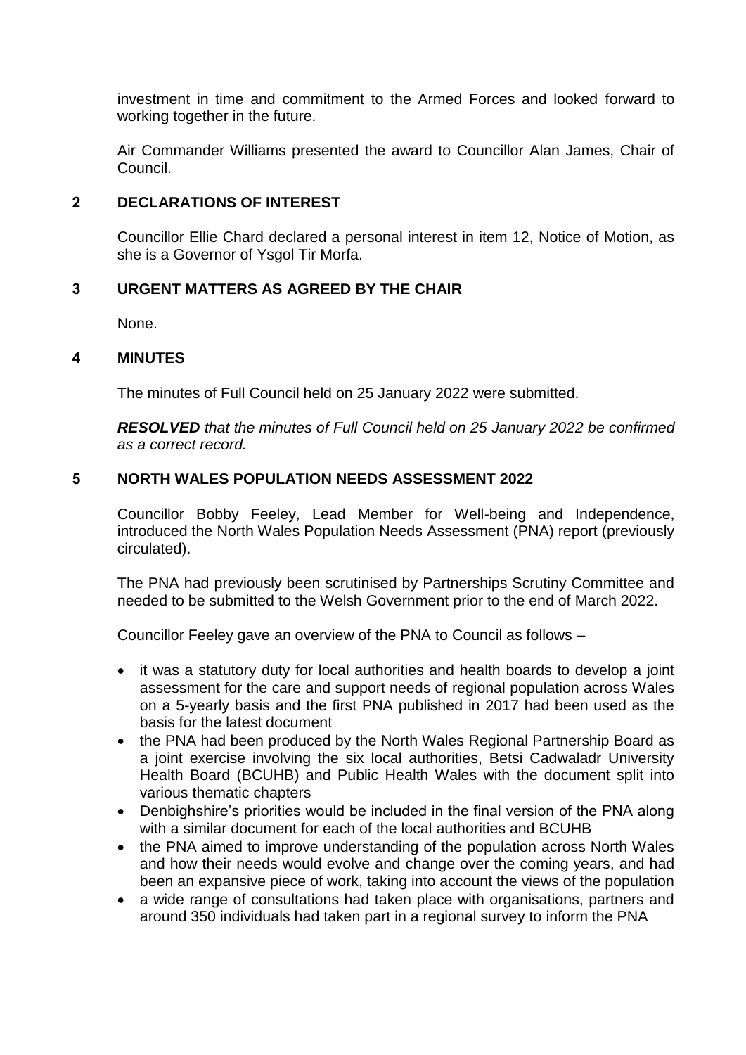investment in time and commitment to the Armed Forces and looked forward to working together in the future.

Air Commander Williams presented the award to Councillor Alan James, Chair of Council.

## 2 DECLARATIONS OF INTEREST

Councillor Ellie Chard declared a personal interest in item 12, Notice of Motion, as she is a Governor of Ysgol Tir Morfa.

## 3 URGENT MATTERS AS AGREED BY THE CHAIR

None.

## 4 MINUTES

The minutes of Full Council held on 25 January 2022 were submitted.

***RESOLVED*** *that the minutes of Full Council held on 25 January 2022 be confirmed as a correct record.*

## 5 NORTH WALES POPULATION NEEDS ASSESSMENT 2022

Councillor Bobby Feeley, Lead Member for Well-being and Independence, introduced the North Wales Population Needs Assessment (PNA) report (previously circulated).

The PNA had previously been scrutinised by Partnerships Scrutiny Committee and needed to be submitted to the Welsh Government prior to the end of March 2022.

Councillor Feeley gave an overview of the PNA to Council as follows –

- it was a statutory duty for local authorities and health boards to develop a joint assessment for the care and support needs of regional population across Wales on a 5-yearly basis and the first PNA published in 2017 had been used as the basis for the latest document
- the PNA had been produced by the North Wales Regional Partnership Board as a joint exercise involving the six local authorities, Betsi Cadwaladr University Health Board (BCUHB) and Public Health Wales with the document split into various thematic chapters
- Denbighshire's priorities would be included in the final version of the PNA along with a similar document for each of the local authorities and BCUHB
- the PNA aimed to improve understanding of the population across North Wales and how their needs would evolve and change over the coming years, and had been an expansive piece of work, taking into account the views of the population
- a wide range of consultations had taken place with organisations, partners and around 350 individuals had taken part in a regional survey to inform the PNA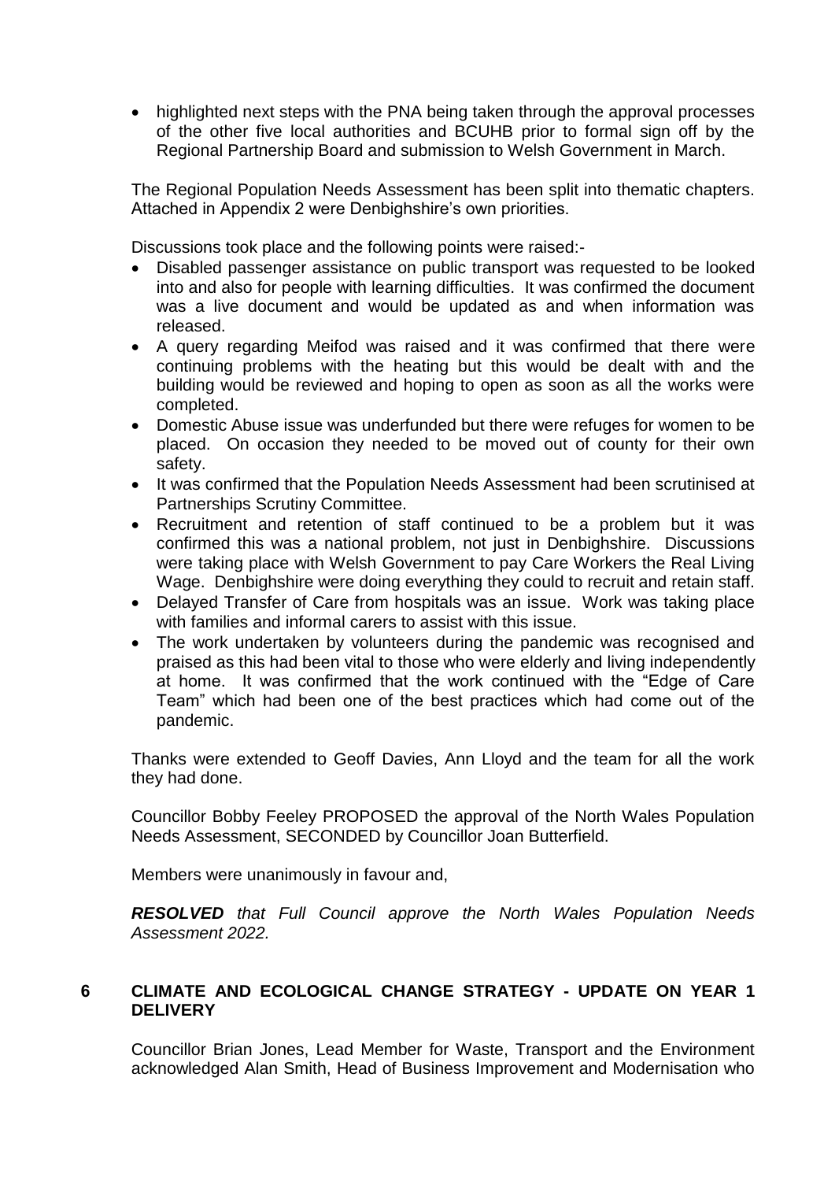- highlighted next steps with the PNA being taken through the approval processes of the other five local authorities and BCUHB prior to formal sign off by the Regional Partnership Board and submission to Welsh Government in March.

The Regional Population Needs Assessment has been split into thematic chapters. Attached in Appendix 2 were Denbighshire's own priorities.

Discussions took place and the following points were raised:-

- Disabled passenger assistance on public transport was requested to be looked into and also for people with learning difficulties. It was confirmed the document was a live document and would be updated as and when information was released.
- A query regarding Meifod was raised and it was confirmed that there were continuing problems with the heating but this would be dealt with and the building would be reviewed and hoping to open as soon as all the works were completed.
- Domestic Abuse issue was underfunded but there were refuges for women to be placed. On occasion they needed to be moved out of county for their own safety.
- It was confirmed that the Population Needs Assessment had been scrutinised at Partnerships Scrutiny Committee.
- Recruitment and retention of staff continued to be a problem but it was confirmed this was a national problem, not just in Denbighshire. Discussions were taking place with Welsh Government to pay Care Workers the Real Living Wage. Denbighshire were doing everything they could to recruit and retain staff.
- Delayed Transfer of Care from hospitals was an issue. Work was taking place with families and informal carers to assist with this issue.
- The work undertaken by volunteers during the pandemic was recognised and praised as this had been vital to those who were elderly and living independently at home. It was confirmed that the work continued with the "Edge of Care Team" which had been one of the best practices which had come out of the pandemic.

Thanks were extended to Geoff Davies, Ann Lloyd and the team for all the work they had done.

Councillor Bobby Feeley PROPOSED the approval of the North Wales Population Needs Assessment, SECONDED by Councillor Joan Butterfield.

Members were unanimously in favour and,

***RESOLVED*** *that Full Council approve the North Wales Population Needs Assessment 2022.*

## 6 CLIMATE AND ECOLOGICAL CHANGE STRATEGY - UPDATE ON YEAR 1 DELIVERY

Councillor Brian Jones, Lead Member for Waste, Transport and the Environment acknowledged Alan Smith, Head of Business Improvement and Modernisation who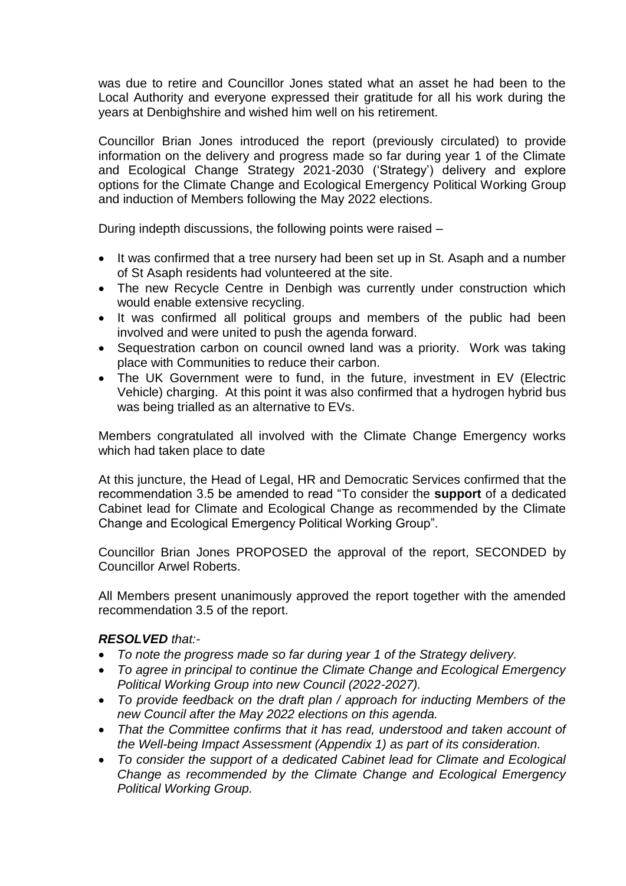was due to retire and Councillor Jones stated what an asset he had been to the Local Authority and everyone expressed their gratitude for all his work during the years at Denbighshire and wished him well on his retirement.

Councillor Brian Jones introduced the report (previously circulated) to provide information on the delivery and progress made so far during year 1 of the Climate and Ecological Change Strategy 2021-2030 ('Strategy') delivery and explore options for the Climate Change and Ecological Emergency Political Working Group and induction of Members following the May 2022 elections.

During indepth discussions, the following points were raised –

- It was confirmed that a tree nursery had been set up in St. Asaph and a number of St Asaph residents had volunteered at the site.
- The new Recycle Centre in Denbigh was currently under construction which would enable extensive recycling.
- It was confirmed all political groups and members of the public had been involved and were united to push the agenda forward.
- Sequestration carbon on council owned land was a priority. Work was taking place with Communities to reduce their carbon.
- The UK Government were to fund, in the future, investment in EV (Electric Vehicle) charging. At this point it was also confirmed that a hydrogen hybrid bus was being trialled as an alternative to EVs.

Members congratulated all involved with the Climate Change Emergency works which had taken place to date

At this juncture, the Head of Legal, HR and Democratic Services confirmed that the recommendation 3.5 be amended to read "To consider the **support** of a dedicated Cabinet lead for Climate and Ecological Change as recommended by the Climate Change and Ecological Emergency Political Working Group".

Councillor Brian Jones PROPOSED the approval of the report, SECONDED by Councillor Arwel Roberts.

All Members present unanimously approved the report together with the amended recommendation 3.5 of the report.

***RESOLVED*** *that:-*

- *To note the progress made so far during year 1 of the Strategy delivery.*
- *To agree in principal to continue the Climate Change and Ecological Emergency Political Working Group into new Council (2022-2027).*
- *To provide feedback on the draft plan / approach for inducting Members of the new Council after the May 2022 elections on this agenda.*
- *That the Committee confirms that it has read, understood and taken account of the Well-being Impact Assessment (Appendix 1) as part of its consideration.*
- *To consider the support of a dedicated Cabinet lead for Climate and Ecological Change as recommended by the Climate Change and Ecological Emergency Political Working Group.*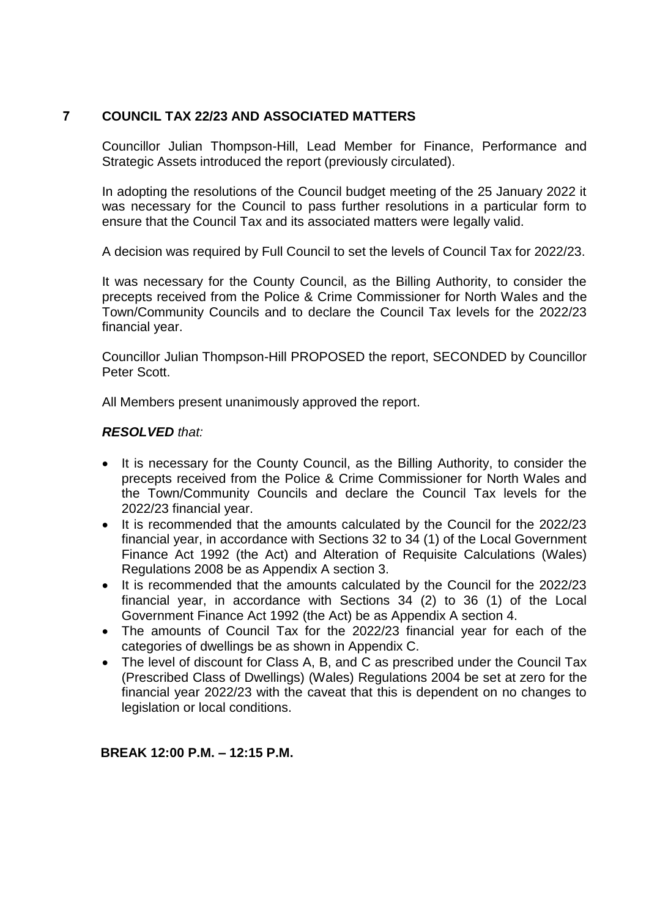## 7 COUNCIL TAX 22/23 AND ASSOCIATED MATTERS

Councillor Julian Thompson-Hill, Lead Member for Finance, Performance and Strategic Assets introduced the report (previously circulated).

In adopting the resolutions of the Council budget meeting of the 25 January 2022 it was necessary for the Council to pass further resolutions in a particular form to ensure that the Council Tax and its associated matters were legally valid.

A decision was required by Full Council to set the levels of Council Tax for 2022/23.

It was necessary for the County Council, as the Billing Authority, to consider the precepts received from the Police & Crime Commissioner for North Wales and the Town/Community Councils and to declare the Council Tax levels for the 2022/23 financial year.

Councillor Julian Thompson-Hill PROPOSED the report, SECONDED by Councillor Peter Scott.

All Members present unanimously approved the report.

***RESOLVED*** *that:*

- It is necessary for the County Council, as the Billing Authority, to consider the precepts received from the Police & Crime Commissioner for North Wales and the Town/Community Councils and declare the Council Tax levels for the 2022/23 financial year.
- It is recommended that the amounts calculated by the Council for the 2022/23 financial year, in accordance with Sections 32 to 34 (1) of the Local Government Finance Act 1992 (the Act) and Alteration of Requisite Calculations (Wales) Regulations 2008 be as Appendix A section 3.
- It is recommended that the amounts calculated by the Council for the 2022/23 financial year, in accordance with Sections 34 (2) to 36 (1) of the Local Government Finance Act 1992 (the Act) be as Appendix A section 4.
- The amounts of Council Tax for the 2022/23 financial year for each of the categories of dwellings be as shown in Appendix C.
- The level of discount for Class A, B, and C as prescribed under the Council Tax (Prescribed Class of Dwellings) (Wales) Regulations 2004 be set at zero for the financial year 2022/23 with the caveat that this is dependent on no changes to legislation or local conditions.

**BREAK 12:00 P.M. – 12:15 P.M.**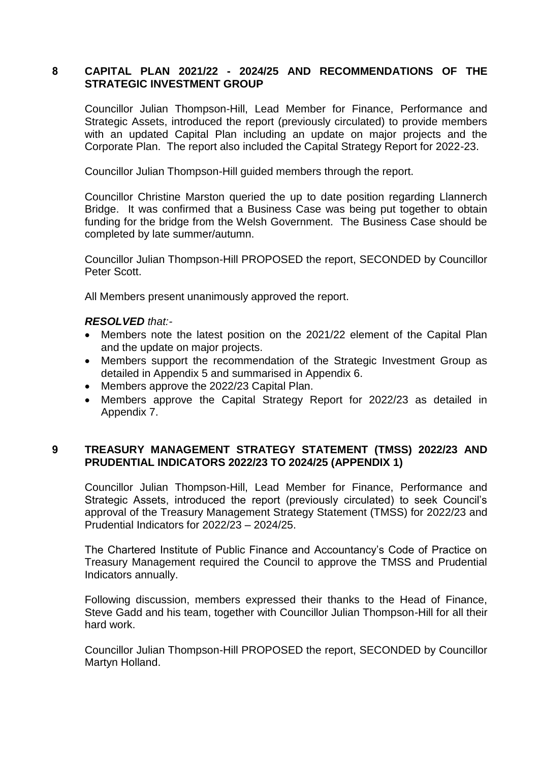## 8 CAPITAL PLAN 2021/22 - 2024/25 AND RECOMMENDATIONS OF THE STRATEGIC INVESTMENT GROUP

Councillor Julian Thompson-Hill, Lead Member for Finance, Performance and Strategic Assets, introduced the report (previously circulated) to provide members with an updated Capital Plan including an update on major projects and the Corporate Plan. The report also included the Capital Strategy Report for 2022-23.

Councillor Julian Thompson-Hill guided members through the report.

Councillor Christine Marston queried the up to date position regarding Llannerch Bridge. It was confirmed that a Business Case was being put together to obtain funding for the bridge from the Welsh Government. The Business Case should be completed by late summer/autumn.

Councillor Julian Thompson-Hill PROPOSED the report, SECONDED by Councillor Peter Scott.

All Members present unanimously approved the report.

***RESOLVED*** *that:-*

- Members note the latest position on the 2021/22 element of the Capital Plan and the update on major projects.
- Members support the recommendation of the Strategic Investment Group as detailed in Appendix 5 and summarised in Appendix 6.
- Members approve the 2022/23 Capital Plan.
- Members approve the Capital Strategy Report for 2022/23 as detailed in Appendix 7.

## 9 TREASURY MANAGEMENT STRATEGY STATEMENT (TMSS) 2022/23 AND PRUDENTIAL INDICATORS 2022/23 TO 2024/25 (APPENDIX 1)

Councillor Julian Thompson-Hill, Lead Member for Finance, Performance and Strategic Assets, introduced the report (previously circulated) to seek Council's approval of the Treasury Management Strategy Statement (TMSS) for 2022/23 and Prudential Indicators for 2022/23 – 2024/25.

The Chartered Institute of Public Finance and Accountancy's Code of Practice on Treasury Management required the Council to approve the TMSS and Prudential Indicators annually.

Following discussion, members expressed their thanks to the Head of Finance, Steve Gadd and his team, together with Councillor Julian Thompson-Hill for all their hard work.

Councillor Julian Thompson-Hill PROPOSED the report, SECONDED by Councillor Martyn Holland.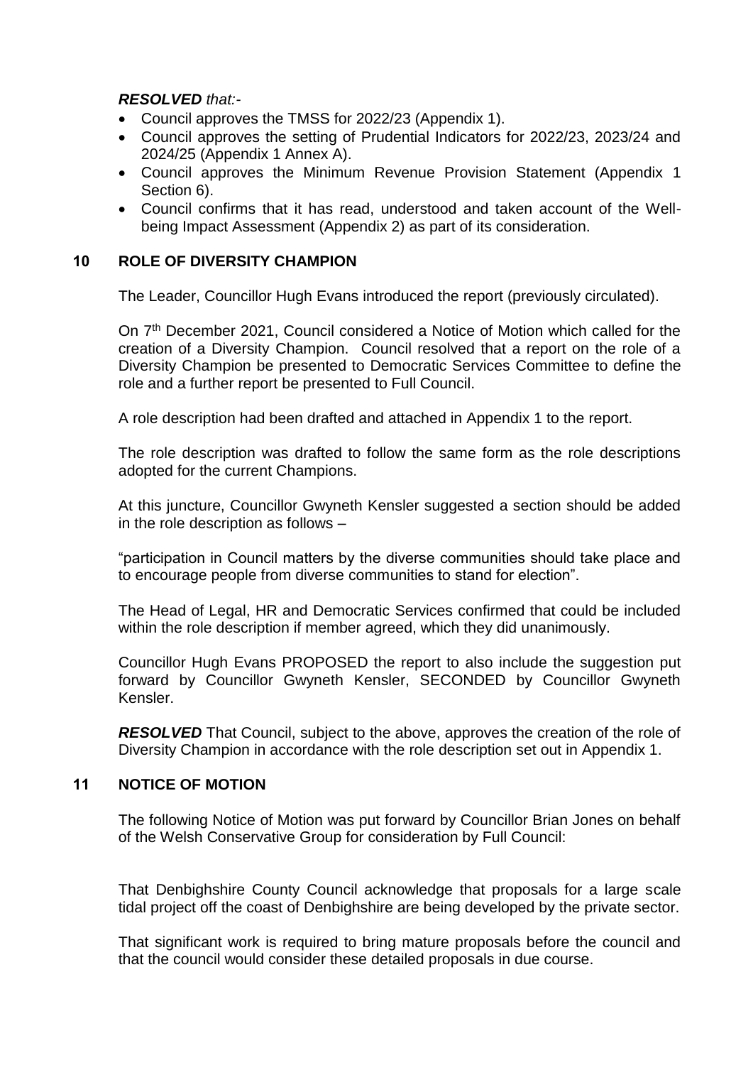***RESOLVED** that:-*

- Council approves the TMSS for 2022/23 (Appendix 1).
- Council approves the setting of Prudential Indicators for 2022/23, 2023/24 and 2024/25 (Appendix 1 Annex A).
- Council approves the Minimum Revenue Provision Statement (Appendix 1 Section 6).
- Council confirms that it has read, understood and taken account of the Well-being Impact Assessment (Appendix 2) as part of its consideration.

## 10 ROLE OF DIVERSITY CHAMPION

The Leader, Councillor Hugh Evans introduced the report (previously circulated).

On 7th December 2021, Council considered a Notice of Motion which called for the creation of a Diversity Champion. Council resolved that a report on the role of a Diversity Champion be presented to Democratic Services Committee to define the role and a further report be presented to Full Council.

A role description had been drafted and attached in Appendix 1 to the report.

The role description was drafted to follow the same form as the role descriptions adopted for the current Champions.

At this juncture, Councillor Gwyneth Kensler suggested a section should be added in the role description as follows –

"participation in Council matters by the diverse communities should take place and to encourage people from diverse communities to stand for election".

The Head of Legal, HR and Democratic Services confirmed that could be included within the role description if member agreed, which they did unanimously.

Councillor Hugh Evans PROPOSED the report to also include the suggestion put forward by Councillor Gwyneth Kensler, SECONDED by Councillor Gwyneth Kensler.

***RESOLVED*** That Council, subject to the above, approves the creation of the role of Diversity Champion in accordance with the role description set out in Appendix 1.

## 11 NOTICE OF MOTION

The following Notice of Motion was put forward by Councillor Brian Jones on behalf of the Welsh Conservative Group for consideration by Full Council:

That Denbighshire County Council acknowledge that proposals for a large scale tidal project off the coast of Denbighshire are being developed by the private sector.

That significant work is required to bring mature proposals before the council and that the council would consider these detailed proposals in due course.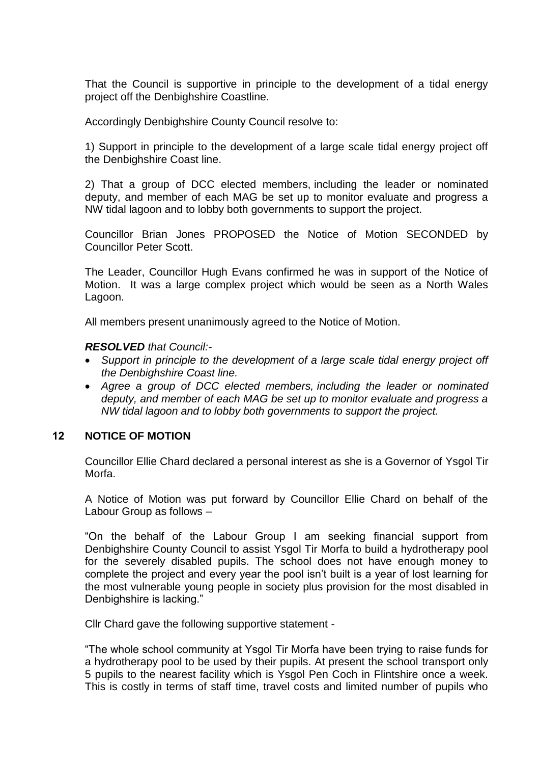That the Council is supportive in principle to the development of a tidal energy project off the Denbighshire Coastline.

Accordingly Denbighshire County Council resolve to:

1) Support in principle to the development of a large scale tidal energy project off the Denbighshire Coast line.

2) That a group of DCC elected members, including the leader or nominated deputy, and member of each MAG be set up to monitor evaluate and progress a NW tidal lagoon and to lobby both governments to support the project.

Councillor Brian Jones PROPOSED the Notice of Motion SECONDED by Councillor Peter Scott.

The Leader, Councillor Hugh Evans confirmed he was in support of the Notice of Motion. It was a large complex project which would be seen as a North Wales Lagoon.

All members present unanimously agreed to the Notice of Motion.

***RESOLVED*** *that Council:-*

- *Support in principle to the development of a large scale tidal energy project off the Denbighshire Coast line.*
- *Agree a group of DCC elected members, including the leader or nominated deputy, and member of each MAG be set up to monitor evaluate and progress a NW tidal lagoon and to lobby both governments to support the project.*

## 12 NOTICE OF MOTION

Councillor Ellie Chard declared a personal interest as she is a Governor of Ysgol Tir Morfa.

A Notice of Motion was put forward by Councillor Ellie Chard on behalf of the Labour Group as follows –

"On the behalf of the Labour Group I am seeking financial support from Denbighshire County Council to assist Ysgol Tir Morfa to build a hydrotherapy pool for the severely disabled pupils. The school does not have enough money to complete the project and every year the pool isn't built is a year of lost learning for the most vulnerable young people in society plus provision for the most disabled in Denbighshire is lacking."

Cllr Chard gave the following supportive statement -

"The whole school community at Ysgol Tir Morfa have been trying to raise funds for a hydrotherapy pool to be used by their pupils. At present the school transport only 5 pupils to the nearest facility which is Ysgol Pen Coch in Flintshire once a week. This is costly in terms of staff time, travel costs and limited number of pupils who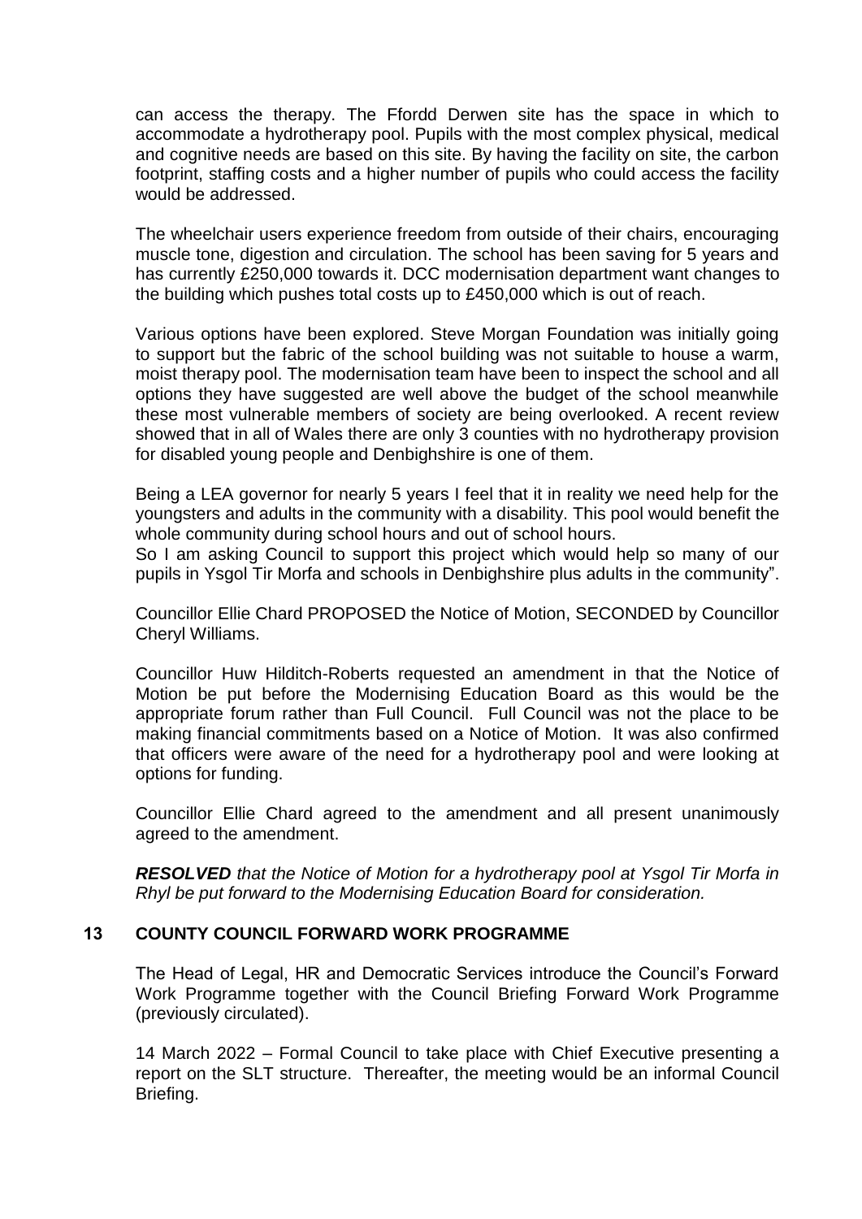can access the therapy. The Ffordd Derwen site has the space in which to accommodate a hydrotherapy pool. Pupils with the most complex physical, medical and cognitive needs are based on this site. By having the facility on site, the carbon footprint, staffing costs and a higher number of pupils who could access the facility would be addressed.

The wheelchair users experience freedom from outside of their chairs, encouraging muscle tone, digestion and circulation. The school has been saving for 5 years and has currently £250,000 towards it. DCC modernisation department want changes to the building which pushes total costs up to £450,000 which is out of reach.

Various options have been explored. Steve Morgan Foundation was initially going to support but the fabric of the school building was not suitable to house a warm, moist therapy pool. The modernisation team have been to inspect the school and all options they have suggested are well above the budget of the school meanwhile these most vulnerable members of society are being overlooked. A recent review showed that in all of Wales there are only 3 counties with no hydrotherapy provision for disabled young people and Denbighshire is one of them.

Being a LEA governor for nearly 5 years I feel that it in reality we need help for the youngsters and adults in the community with a disability. This pool would benefit the whole community during school hours and out of school hours.
So I am asking Council to support this project which would help so many of our pupils in Ysgol Tir Morfa and schools in Denbighshire plus adults in the community".

Councillor Ellie Chard PROPOSED the Notice of Motion, SECONDED by Councillor Cheryl Williams.

Councillor Huw Hilditch-Roberts requested an amendment in that the Notice of Motion be put before the Modernising Education Board as this would be the appropriate forum rather than Full Council. Full Council was not the place to be making financial commitments based on a Notice of Motion. It was also confirmed that officers were aware of the need for a hydrotherapy pool and were looking at options for funding.

Councillor Ellie Chard agreed to the amendment and all present unanimously agreed to the amendment.

***RESOLVED*** *that the Notice of Motion for a hydrotherapy pool at Ysgol Tir Morfa in Rhyl be put forward to the Modernising Education Board for consideration.*

## 13 COUNTY COUNCIL FORWARD WORK PROGRAMME

The Head of Legal, HR and Democratic Services introduce the Council's Forward Work Programme together with the Council Briefing Forward Work Programme (previously circulated).

14 March 2022 – Formal Council to take place with Chief Executive presenting a report on the SLT structure. Thereafter, the meeting would be an informal Council Briefing.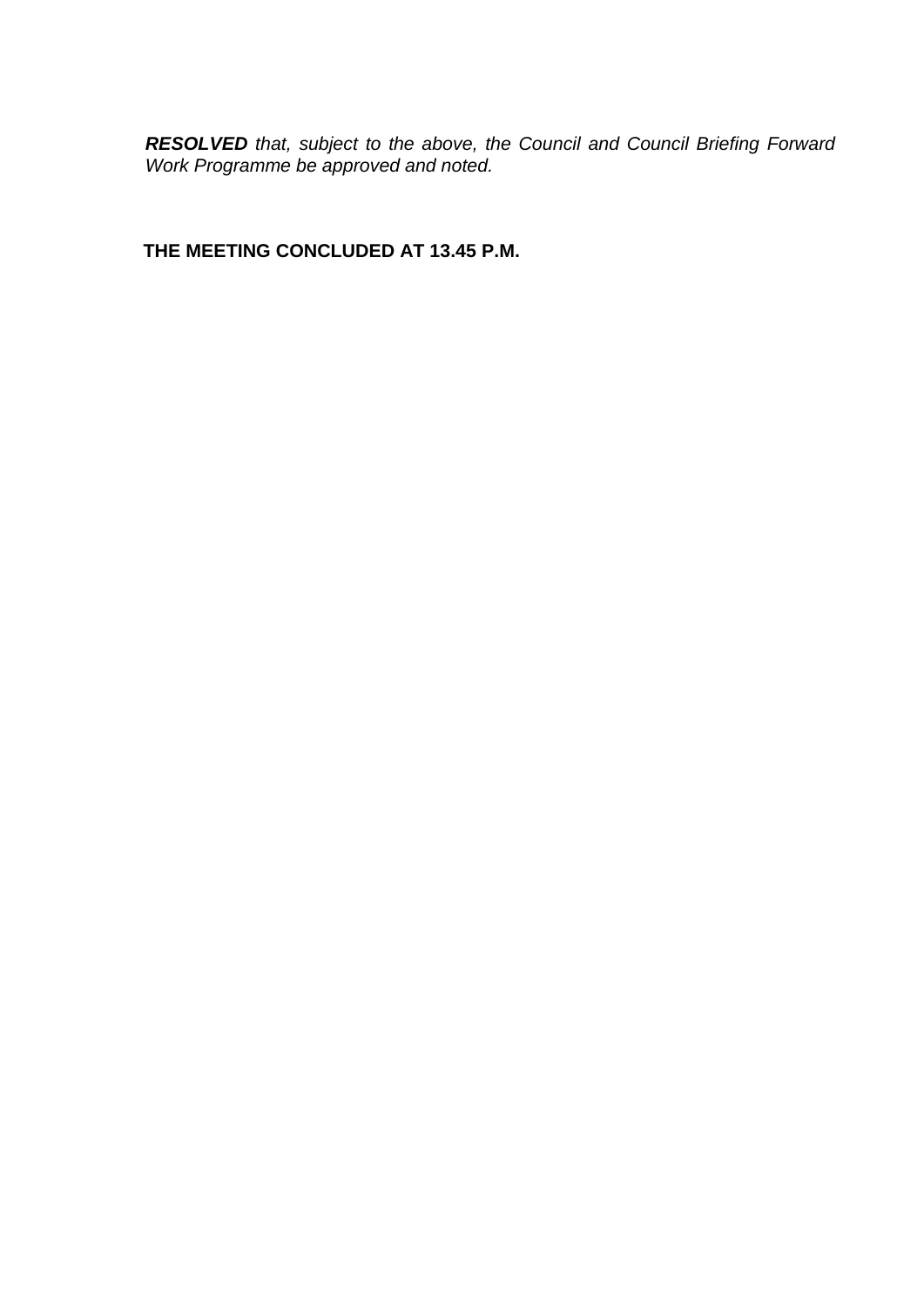***RESOLVED*** *that, subject to the above, the Council and Council Briefing Forward Work Programme be approved and noted.*

**THE MEETING CONCLUDED AT 13.45 P.M.**